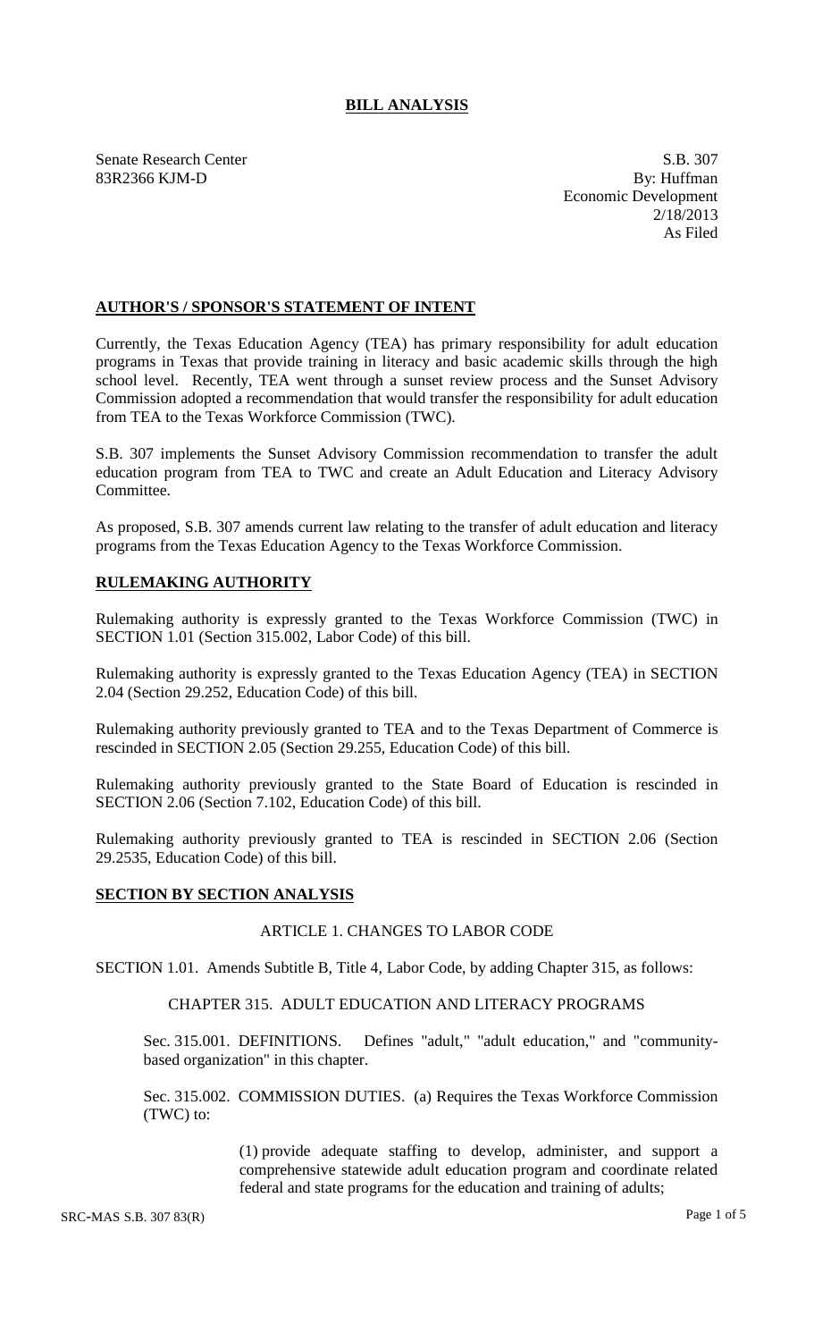# BILL ANALYSIS

Senate Research Center
83R2366 KJM-D

S.B. 307
By: Huffman
Economic Development
2/18/2013
As Filed

## AUTHOR'S / SPONSOR'S STATEMENT OF INTENT

Currently, the Texas Education Agency (TEA) has primary responsibility for adult education programs in Texas that provide training in literacy and basic academic skills through the high school level. Recently, TEA went through a sunset review process and the Sunset Advisory Commission adopted a recommendation that would transfer the responsibility for adult education from TEA to the Texas Workforce Commission (TWC).

S.B. 307 implements the Sunset Advisory Commission recommendation to transfer the adult education program from TEA to TWC and create an Adult Education and Literacy Advisory Committee.

As proposed, S.B. 307 amends current law relating to the transfer of adult education and literacy programs from the Texas Education Agency to the Texas Workforce Commission.

## RULEMAKING AUTHORITY

Rulemaking authority is expressly granted to the Texas Workforce Commission (TWC) in SECTION 1.01 (Section 315.002, Labor Code) of this bill.

Rulemaking authority is expressly granted to the Texas Education Agency (TEA) in SECTION 2.04 (Section 29.252, Education Code) of this bill.

Rulemaking authority previously granted to TEA and to the Texas Department of Commerce is rescinded in SECTION 2.05 (Section 29.255, Education Code) of this bill.

Rulemaking authority previously granted to the State Board of Education is rescinded in SECTION 2.06 (Section 7.102, Education Code) of this bill.

Rulemaking authority previously granted to TEA is rescinded in SECTION 2.06 (Section 29.2535, Education Code) of this bill.

## SECTION BY SECTION ANALYSIS

ARTICLE 1. CHANGES TO LABOR CODE

SECTION 1.01. Amends Subtitle B, Title 4, Labor Code, by adding Chapter 315, as follows:

CHAPTER 315. ADULT EDUCATION AND LITERACY PROGRAMS

Sec. 315.001. DEFINITIONS. Defines "adult," "adult education," and "community-based organization" in this chapter.

Sec. 315.002. COMMISSION DUTIES. (a) Requires the Texas Workforce Commission (TWC) to:

(1) provide adequate staffing to develop, administer, and support a comprehensive statewide adult education program and coordinate related federal and state programs for the education and training of adults;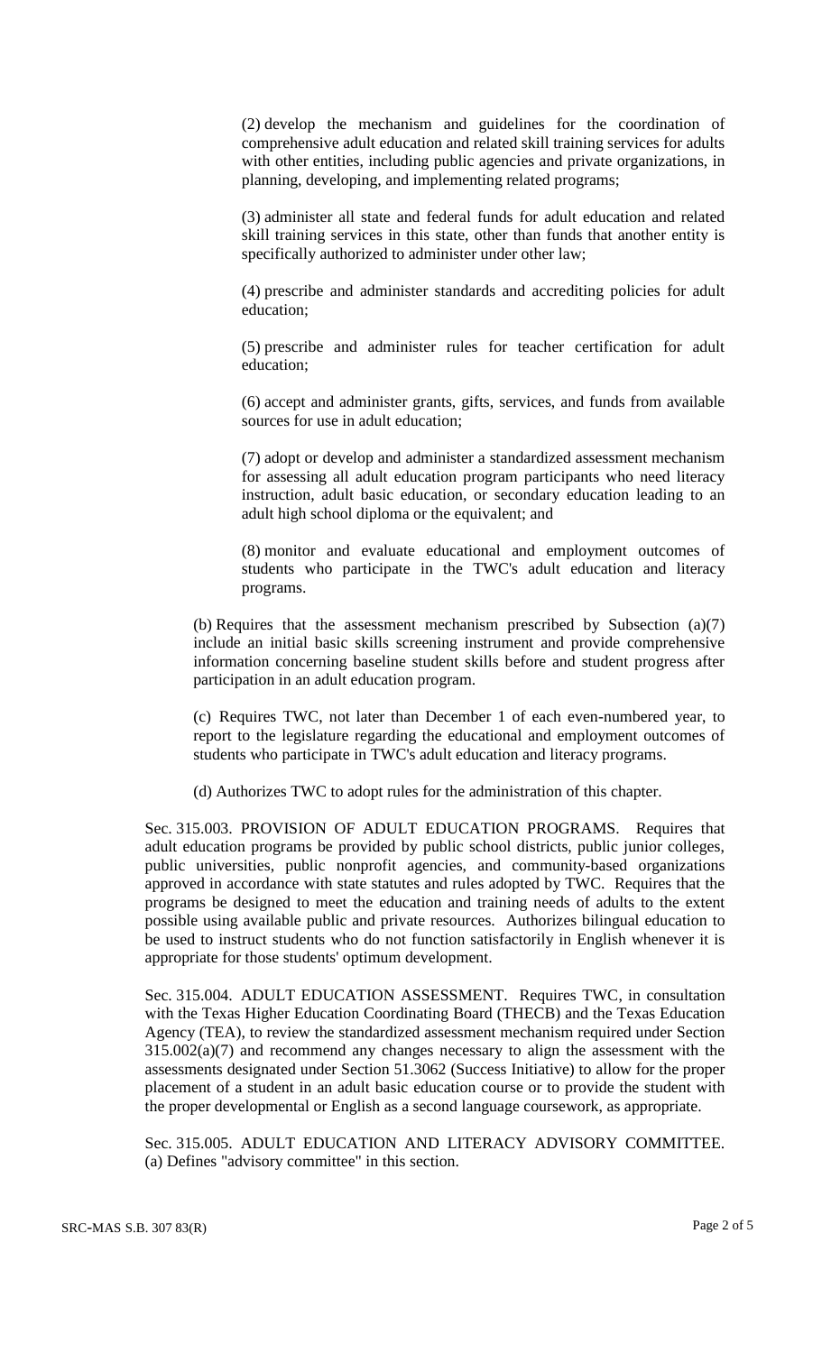(2) develop the mechanism and guidelines for the coordination of comprehensive adult education and related skill training services for adults with other entities, including public agencies and private organizations, in planning, developing, and implementing related programs;

(3) administer all state and federal funds for adult education and related skill training services in this state, other than funds that another entity is specifically authorized to administer under other law;

(4) prescribe and administer standards and accrediting policies for adult education;

(5) prescribe and administer rules for teacher certification for adult education;

(6) accept and administer grants, gifts, services, and funds from available sources for use in adult education;

(7) adopt or develop and administer a standardized assessment mechanism for assessing all adult education program participants who need literacy instruction, adult basic education, or secondary education leading to an adult high school diploma or the equivalent; and

(8) monitor and evaluate educational and employment outcomes of students who participate in the TWC's adult education and literacy programs.

(b) Requires that the assessment mechanism prescribed by Subsection (a)(7) include an initial basic skills screening instrument and provide comprehensive information concerning baseline student skills before and student progress after participation in an adult education program.

(c) Requires TWC, not later than December 1 of each even-numbered year, to report to the legislature regarding the educational and employment outcomes of students who participate in TWC's adult education and literacy programs.

(d) Authorizes TWC to adopt rules for the administration of this chapter.

Sec. 315.003. PROVISION OF ADULT EDUCATION PROGRAMS. Requires that adult education programs be provided by public school districts, public junior colleges, public universities, public nonprofit agencies, and community-based organizations approved in accordance with state statutes and rules adopted by TWC. Requires that the programs be designed to meet the education and training needs of adults to the extent possible using available public and private resources. Authorizes bilingual education to be used to instruct students who do not function satisfactorily in English whenever it is appropriate for those students' optimum development.

Sec. 315.004. ADULT EDUCATION ASSESSMENT. Requires TWC, in consultation with the Texas Higher Education Coordinating Board (THECB) and the Texas Education Agency (TEA), to review the standardized assessment mechanism required under Section 315.002(a)(7) and recommend any changes necessary to align the assessment with the assessments designated under Section 51.3062 (Success Initiative) to allow for the proper placement of a student in an adult basic education course or to provide the student with the proper developmental or English as a second language coursework, as appropriate.

Sec. 315.005. ADULT EDUCATION AND LITERACY ADVISORY COMMITTEE. (a) Defines "advisory committee" in this section.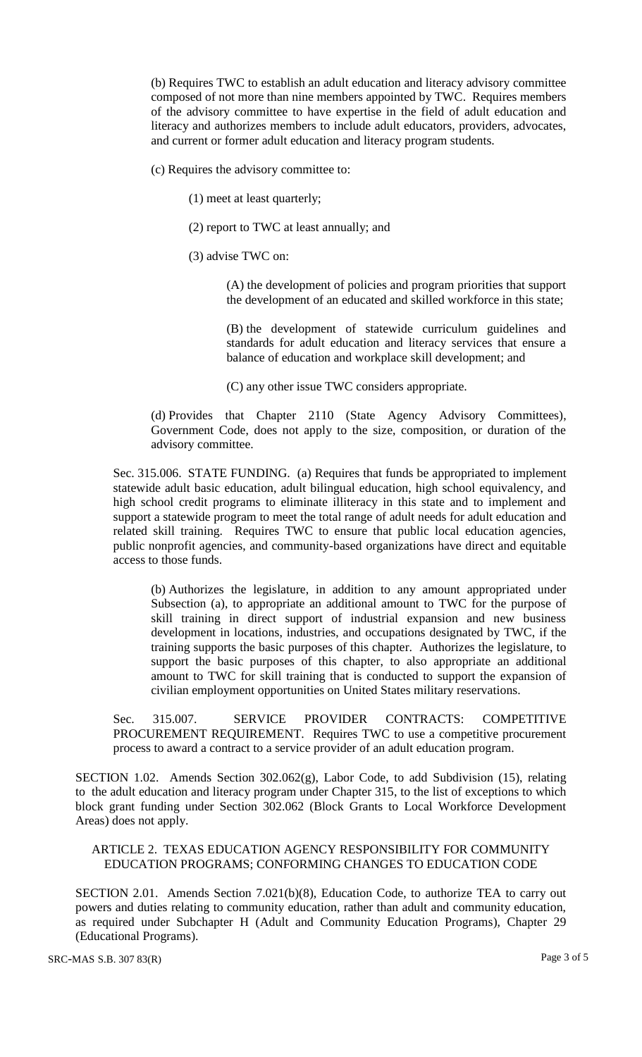(b) Requires TWC to establish an adult education and literacy advisory committee composed of not more than nine members appointed by TWC. Requires members of the advisory committee to have expertise in the field of adult education and literacy and authorizes members to include adult educators, providers, advocates, and current or former adult education and literacy program students.

(c) Requires the advisory committee to:

(1) meet at least quarterly;

(2) report to TWC at least annually; and

(3) advise TWC on:

(A) the development of policies and program priorities that support the development of an educated and skilled workforce in this state;

(B) the development of statewide curriculum guidelines and standards for adult education and literacy services that ensure a balance of education and workplace skill development; and

(C) any other issue TWC considers appropriate.

(d) Provides that Chapter 2110 (State Agency Advisory Committees), Government Code, does not apply to the size, composition, or duration of the advisory committee.

Sec. 315.006. STATE FUNDING. (a) Requires that funds be appropriated to implement statewide adult basic education, adult bilingual education, high school equivalency, and high school credit programs to eliminate illiteracy in this state and to implement and support a statewide program to meet the total range of adult needs for adult education and related skill training. Requires TWC to ensure that public local education agencies, public nonprofit agencies, and community-based organizations have direct and equitable access to those funds.

(b) Authorizes the legislature, in addition to any amount appropriated under Subsection (a), to appropriate an additional amount to TWC for the purpose of skill training in direct support of industrial expansion and new business development in locations, industries, and occupations designated by TWC, if the training supports the basic purposes of this chapter. Authorizes the legislature, to support the basic purposes of this chapter, to also appropriate an additional amount to TWC for skill training that is conducted to support the expansion of civilian employment opportunities on United States military reservations.

Sec. 315.007. SERVICE PROVIDER CONTRACTS: COMPETITIVE PROCUREMENT REQUIREMENT. Requires TWC to use a competitive procurement process to award a contract to a service provider of an adult education program.

SECTION 1.02. Amends Section 302.062(g), Labor Code, to add Subdivision (15), relating to the adult education and literacy program under Chapter 315, to the list of exceptions to which block grant funding under Section 302.062 (Block Grants to Local Workforce Development Areas) does not apply.

ARTICLE 2. TEXAS EDUCATION AGENCY RESPONSIBILITY FOR COMMUNITY EDUCATION PROGRAMS; CONFORMING CHANGES TO EDUCATION CODE

SECTION 2.01. Amends Section 7.021(b)(8), Education Code, to authorize TEA to carry out powers and duties relating to community education, rather than adult and community education, as required under Subchapter H (Adult and Community Education Programs), Chapter 29 (Educational Programs).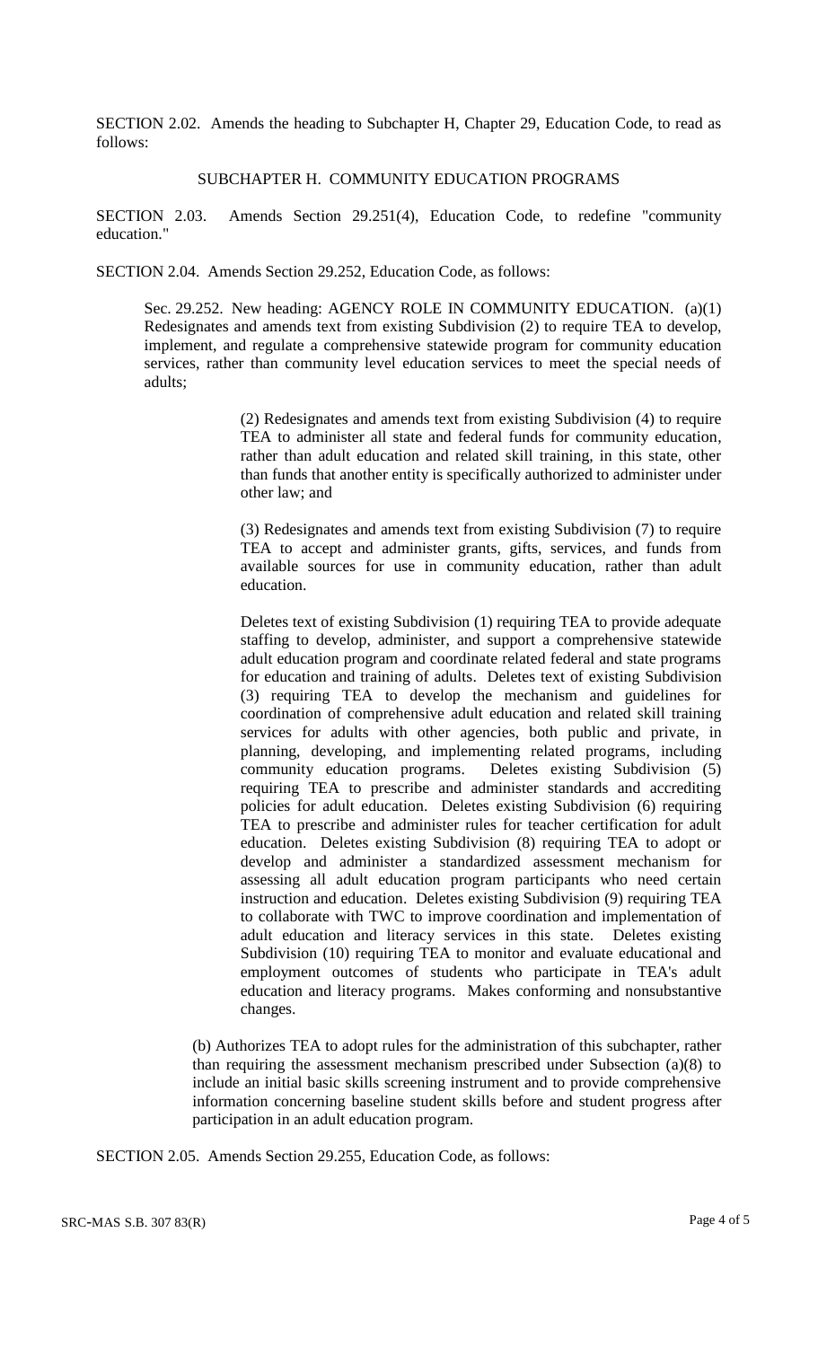SECTION 2.02. Amends the heading to Subchapter H, Chapter 29, Education Code, to read as follows:

SUBCHAPTER H. COMMUNITY EDUCATION PROGRAMS

SECTION 2.03. Amends Section 29.251(4), Education Code, to redefine "community education."

SECTION 2.04. Amends Section 29.252, Education Code, as follows:

Sec. 29.252. New heading: AGENCY ROLE IN COMMUNITY EDUCATION. (a)(1) Redesignates and amends text from existing Subdivision (2) to require TEA to develop, implement, and regulate a comprehensive statewide program for community education services, rather than community level education services to meet the special needs of adults;

(2) Redesignates and amends text from existing Subdivision (4) to require TEA to administer all state and federal funds for community education, rather than adult education and related skill training, in this state, other than funds that another entity is specifically authorized to administer under other law; and

(3) Redesignates and amends text from existing Subdivision (7) to require TEA to accept and administer grants, gifts, services, and funds from available sources for use in community education, rather than adult education.

Deletes text of existing Subdivision (1) requiring TEA to provide adequate staffing to develop, administer, and support a comprehensive statewide adult education program and coordinate related federal and state programs for education and training of adults. Deletes text of existing Subdivision (3) requiring TEA to develop the mechanism and guidelines for coordination of comprehensive adult education and related skill training services for adults with other agencies, both public and private, in planning, developing, and implementing related programs, including community education programs. Deletes existing Subdivision (5) requiring TEA to prescribe and administer standards and accrediting policies for adult education. Deletes existing Subdivision (6) requiring TEA to prescribe and administer rules for teacher certification for adult education. Deletes existing Subdivision (8) requiring TEA to adopt or develop and administer a standardized assessment mechanism for assessing all adult education program participants who need certain instruction and education. Deletes existing Subdivision (9) requiring TEA to collaborate with TWC to improve coordination and implementation of adult education and literacy services in this state. Deletes existing Subdivision (10) requiring TEA to monitor and evaluate educational and employment outcomes of students who participate in TEA's adult education and literacy programs. Makes conforming and nonsubstantive changes.

(b) Authorizes TEA to adopt rules for the administration of this subchapter, rather than requiring the assessment mechanism prescribed under Subsection (a)(8) to include an initial basic skills screening instrument and to provide comprehensive information concerning baseline student skills before and student progress after participation in an adult education program.

SECTION 2.05. Amends Section 29.255, Education Code, as follows: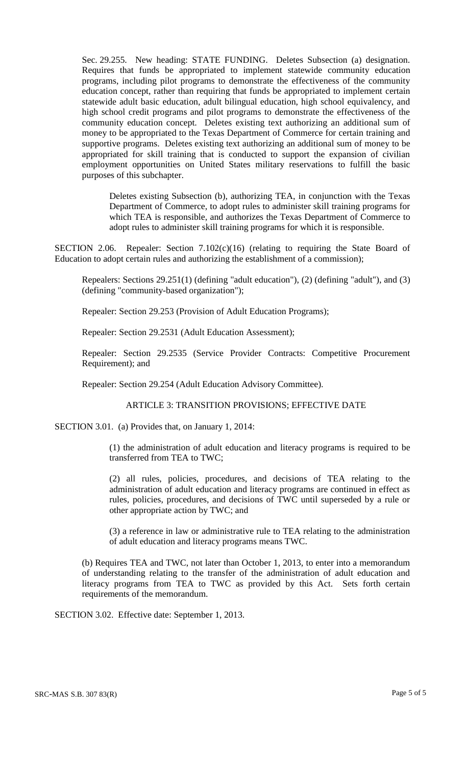Sec. 29.255. New heading: STATE FUNDING. Deletes Subsection (a) designation. Requires that funds be appropriated to implement statewide community education programs, including pilot programs to demonstrate the effectiveness of the community education concept, rather than requiring that funds be appropriated to implement certain statewide adult basic education, adult bilingual education, high school equivalency, and high school credit programs and pilot programs to demonstrate the effectiveness of the community education concept. Deletes existing text authorizing an additional sum of money to be appropriated to the Texas Department of Commerce for certain training and supportive programs. Deletes existing text authorizing an additional sum of money to be appropriated for skill training that is conducted to support the expansion of civilian employment opportunities on United States military reservations to fulfill the basic purposes of this subchapter.

> Deletes existing Subsection (b), authorizing TEA, in conjunction with the Texas Department of Commerce, to adopt rules to administer skill training programs for which TEA is responsible, and authorizes the Texas Department of Commerce to adopt rules to administer skill training programs for which it is responsible.

SECTION 2.06. Repealer: Section 7.102(c)(16) (relating to requiring the State Board of Education to adopt certain rules and authorizing the establishment of a commission);

Repealers: Sections 29.251(1) (defining "adult education"), (2) (defining "adult"), and (3) (defining "community-based organization");

Repealer: Section 29.253 (Provision of Adult Education Programs);

Repealer: Section 29.2531 (Adult Education Assessment);

Repealer: Section 29.2535 (Service Provider Contracts: Competitive Procurement Requirement); and

Repealer: Section 29.254 (Adult Education Advisory Committee).

## ARTICLE 3: TRANSITION PROVISIONS; EFFECTIVE DATE

SECTION 3.01. (a) Provides that, on January 1, 2014:

> (1) the administration of adult education and literacy programs is required to be transferred from TEA to TWC;
>
> (2) all rules, policies, procedures, and decisions of TEA relating to the administration of adult education and literacy programs are continued in effect as rules, policies, procedures, and decisions of TWC until superseded by a rule or other appropriate action by TWC; and
>
> (3) a reference in law or administrative rule to TEA relating to the administration of adult education and literacy programs means TWC.

(b) Requires TEA and TWC, not later than October 1, 2013, to enter into a memorandum of understanding relating to the transfer of the administration of adult education and literacy programs from TEA to TWC as provided by this Act. Sets forth certain requirements of the memorandum.

SECTION 3.02. Effective date: September 1, 2013.